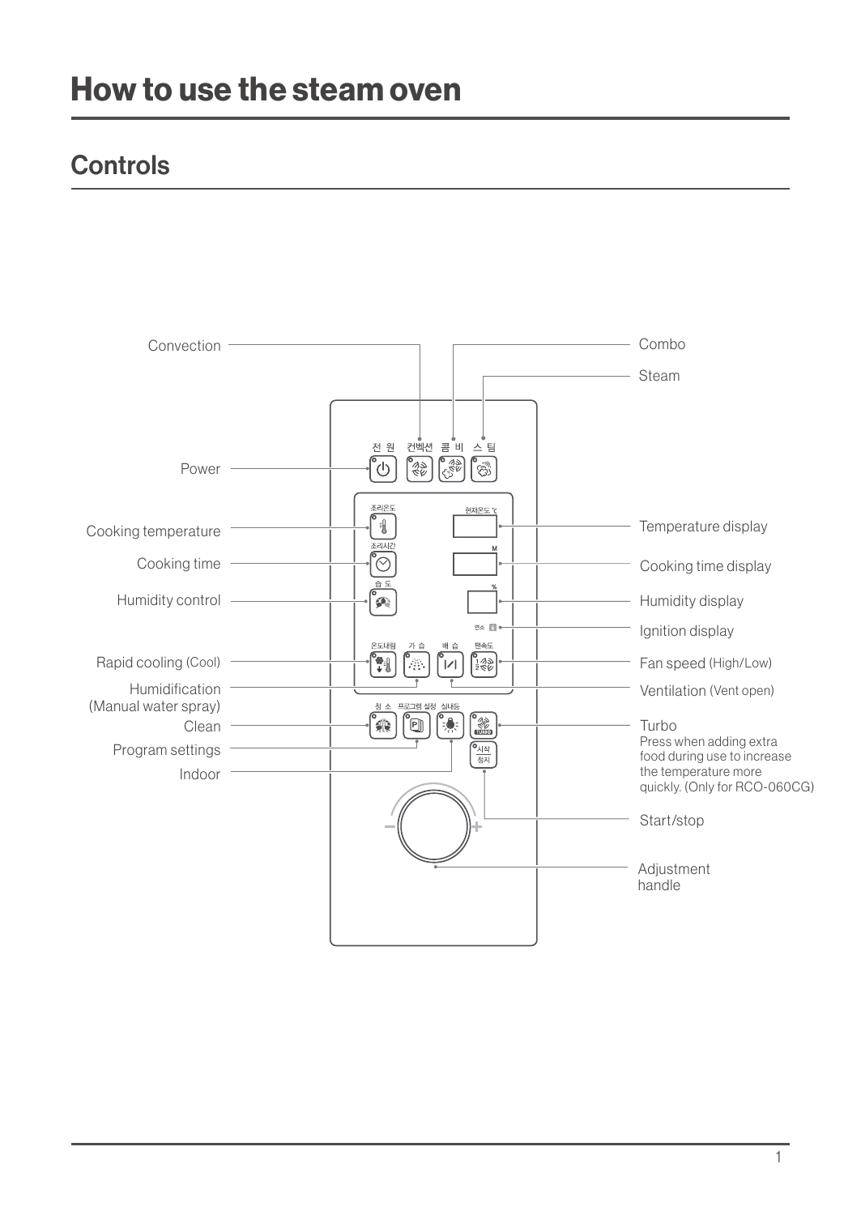# How to use the steam oven

## Controls

- Convection
- Combo
- Steam
- Power
- Cooking temperature
- Temperature display
- Cooking time
- Cooking time display
- Humidity control
- Humidity display
- Ignition display
- Rapid cooling (Cool)
- Fan speed (High/Low)
- Humidification (Manual water spray)
- Ventilation (Vent open)
- Clean
- Turbo
  Press when adding extra food during use to increase the temperature more quickly. (Only for RCO-060CG)
- Program settings
- Indoor
- Start/stop
- Adjustment handle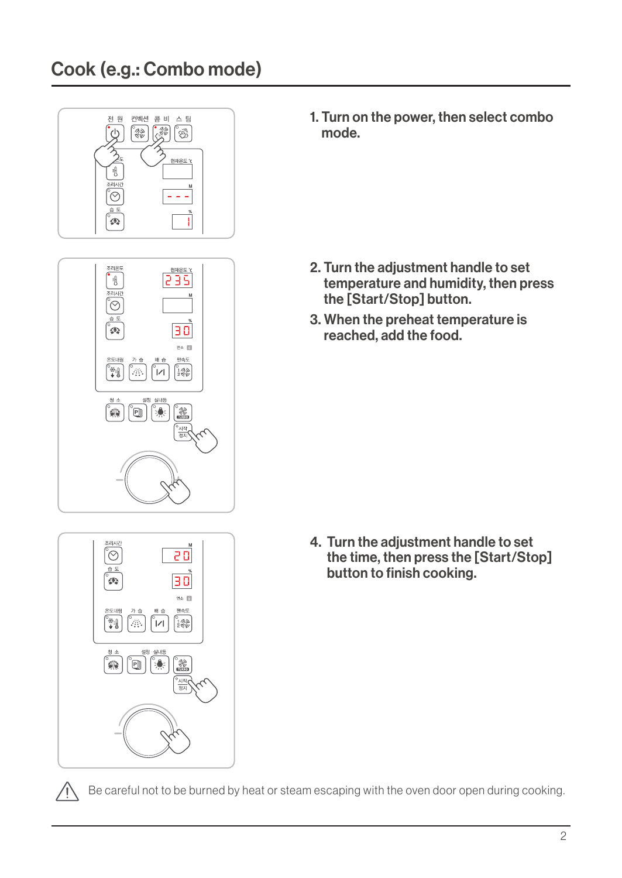## Cook (e.g.: Combo mode)

1. Turn on the power, then select combo mode.

2. Turn the adjustment handle to set temperature and humidity, then press the [Start/Stop] button.

3. When the preheat temperature is reached, add the food.

4. Turn the adjustment handle to set the time, then press the [Start/Stop] button to finish cooking.

⚠ Be careful not to be burned by heat or steam escaping with the oven door open during cooking.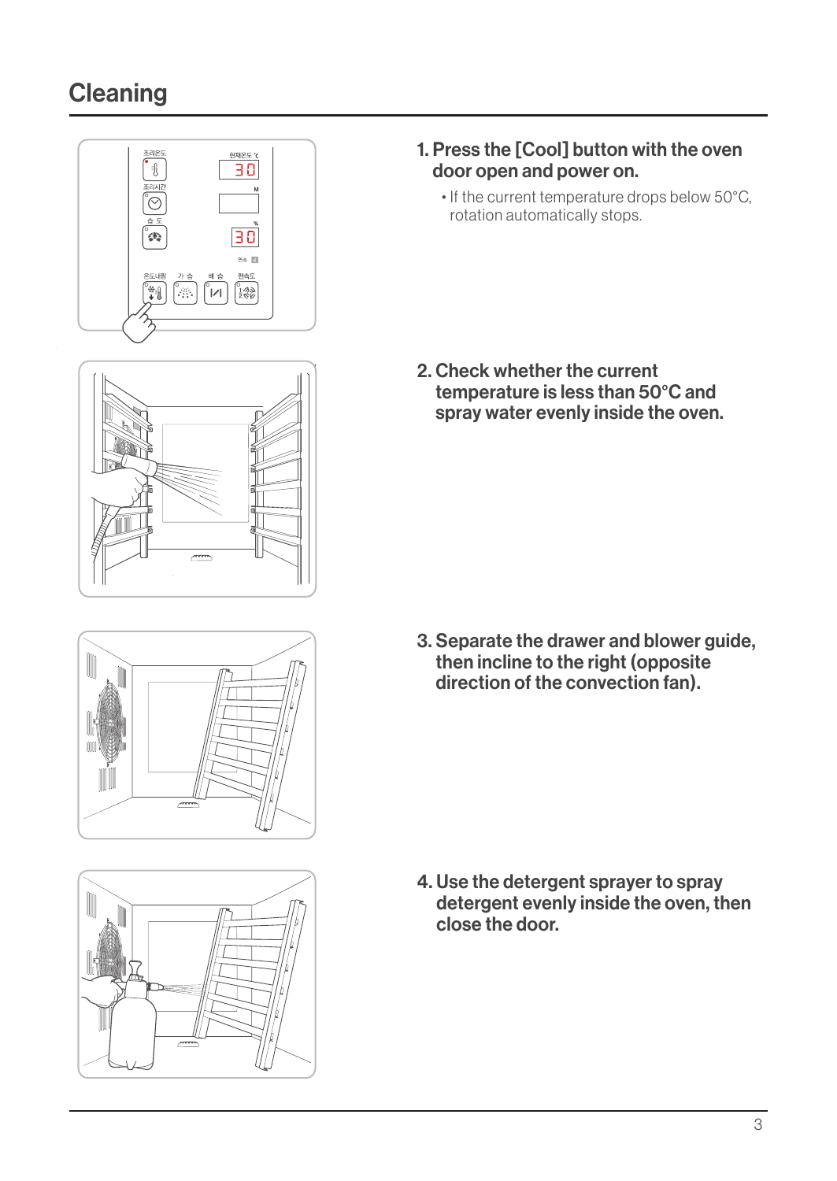## Cleaning

1. **Press the [Cool] button with the oven door open and power on.**
   - If the current temperature drops below 50°C, rotation automatically stops.

2. **Check whether the current temperature is less than 50°C and spray water evenly inside the oven.**

3. **Separate the drawer and blower guide, then incline to the right (opposite direction of the convection fan).**

4. **Use the detergent sprayer to spray detergent evenly inside the oven, then close the door.**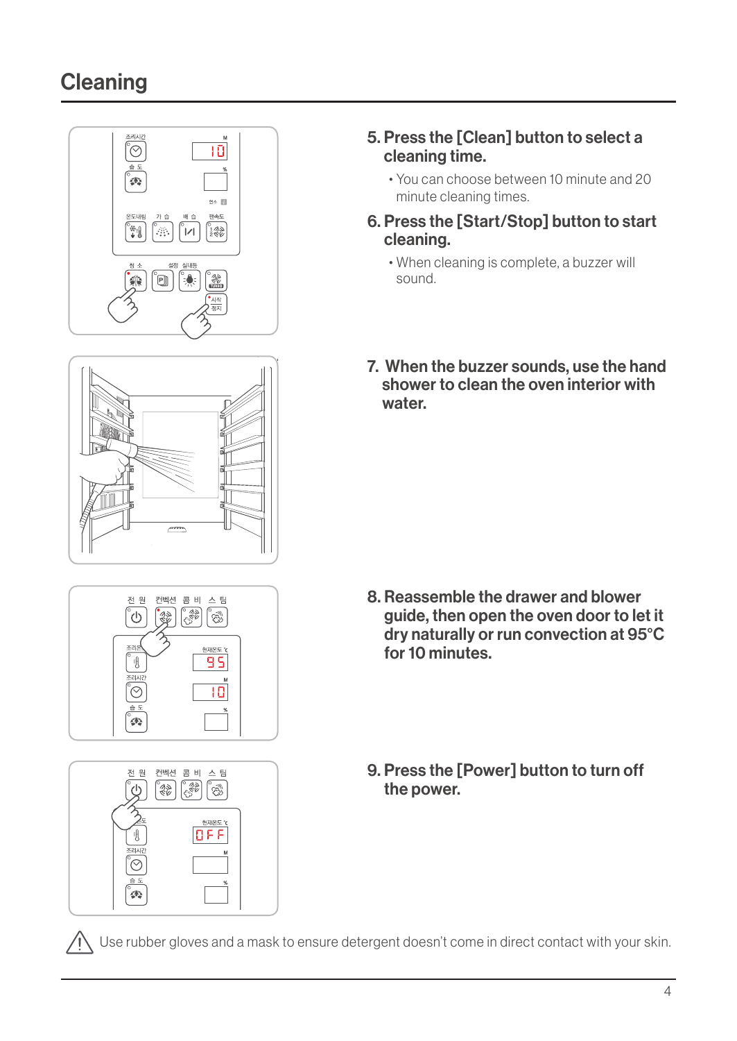## Cleaning

5. Press the [Clean] button to select a cleaning time.
   - You can choose between 10 minute and 20 minute cleaning times.
6. Press the [Start/Stop] button to start cleaning.
   - When cleaning is complete, a buzzer will sound.
7. When the buzzer sounds, use the hand shower to clean the oven interior with water.
8. Reassemble the drawer and blower guide, then open the oven door to let it dry naturally or run convection at 95°C for 10 minutes.
9. Press the [Power] button to turn off the power.

⚠ Use rubber gloves and a mask to ensure detergent doesn't come in direct contact with your skin.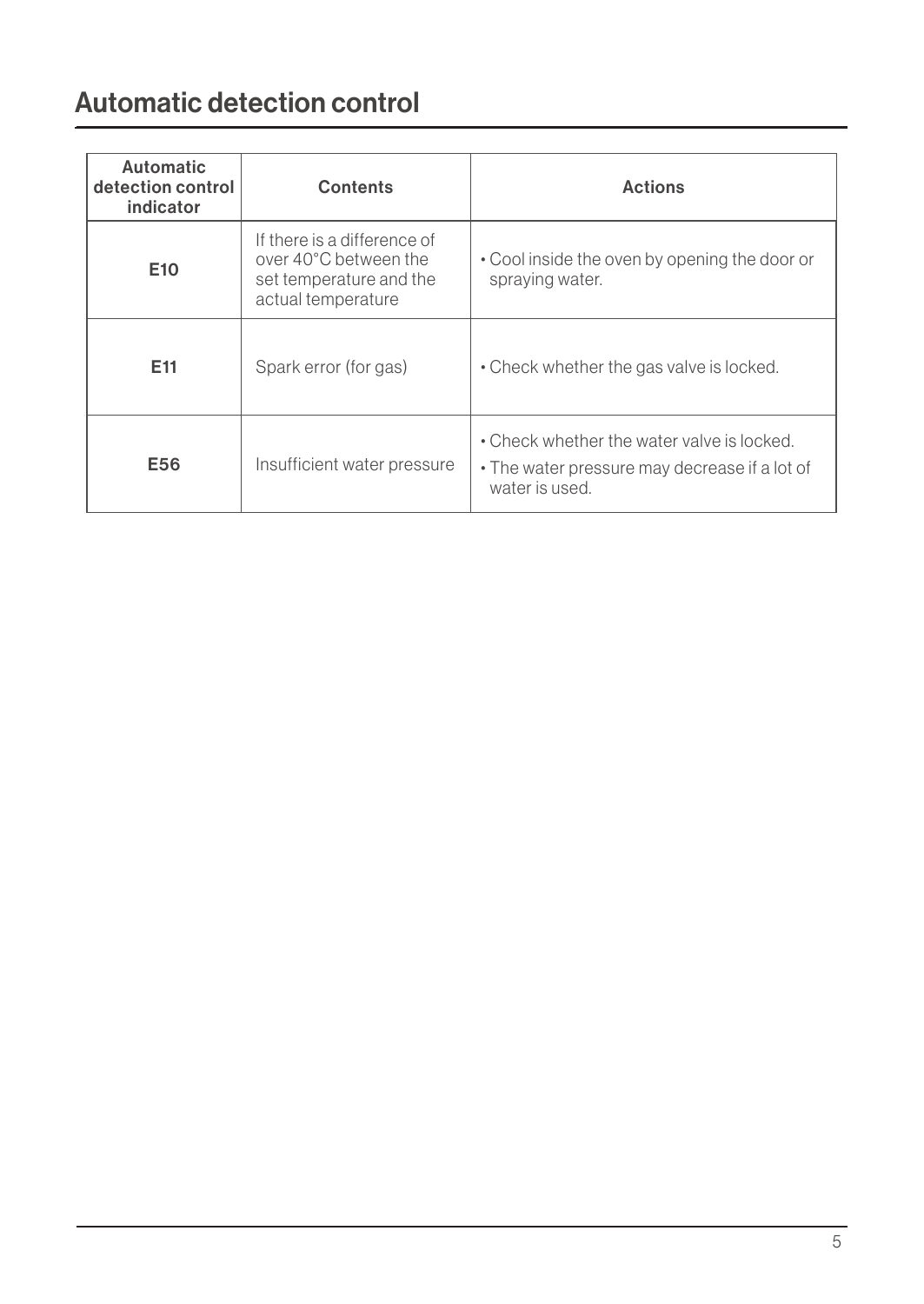# Automatic detection control

| Automatic detection control indicator | Contents | Actions |
|---|---|---|
| **E10** | If there is a difference of over 40°C between the set temperature and the actual temperature | • Cool inside the oven by opening the door or spraying water. |
| **E11** | Spark error (for gas) | • Check whether the gas valve is locked. |
| **E56** | Insufficient water pressure | • Check whether the water valve is locked.<br>• The water pressure may decrease if a lot of water is used. |